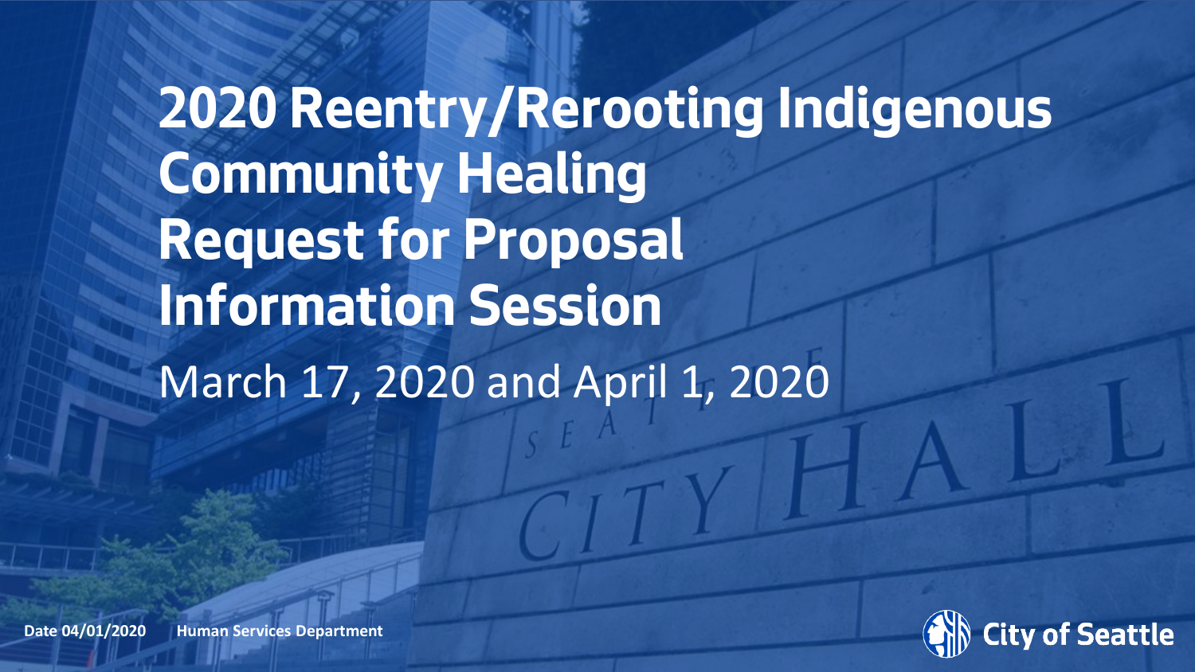# 2020 Reentry/Rerooting Indigenous Community Healing Request for Proposal Information Session

March 17, 2020 and April 1, 2020

**Date 04/01/2020** **Human Services Department**

City of Seattle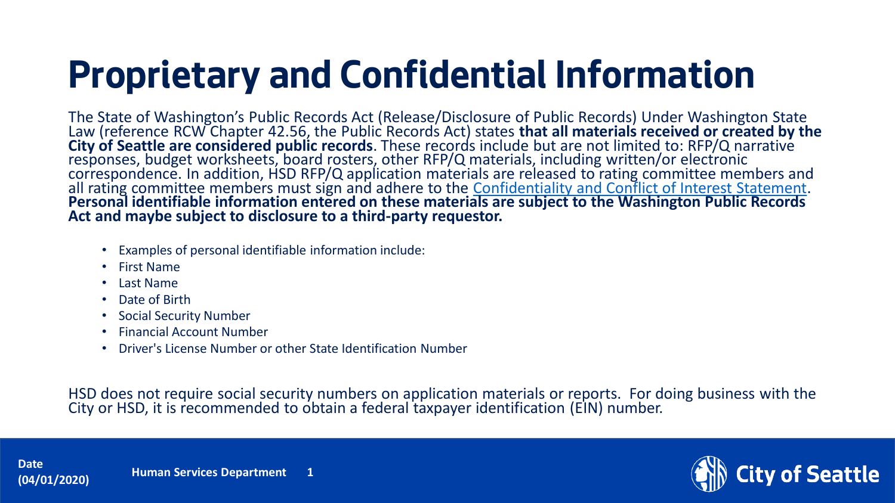# Proprietary and Confidential Information

The State of Washington's Public Records Act (Release/Disclosure of Public Records) Under Washington State Law (reference RCW Chapter 42.56, the Public Records Act) states **that all materials received or created by the City of Seattle are considered public records**. These records include but are not limited to: RFP/Q narrative responses, budget worksheets, board rosters, other RFP/Q materials, including written/or electronic correspondence. In addition, HSD RFP/Q application materials are released to rating committee members and all rating committee members must sign and adhere to the Confidentiality and Conflict of Interest Statement. **Personal identifiable information entered on these materials are subject to the Washington Public Records Act and maybe subject to disclosure to a third-party requestor.**

- Examples of personal identifiable information include:
- First Name
- Last Name
- Date of Birth
- Social Security Number
- Financial Account Number
- Driver's License Number or other State Identification Number

HSD does not require social security numbers on application materials or reports. For doing business with the City or HSD, it is recommended to obtain a federal taxpayer identification (EIN) number.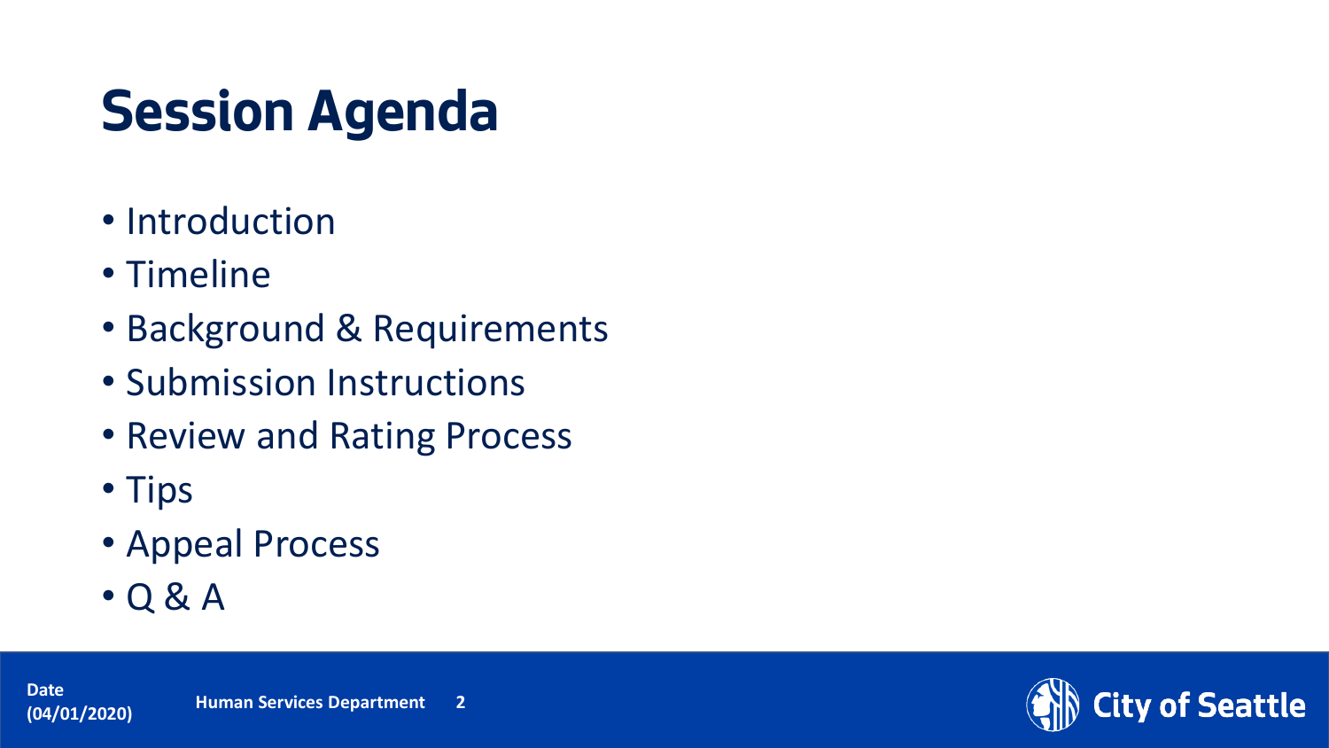# Session Agenda

- Introduction
- Timeline
- Background & Requirements
- Submission Instructions
- Review and Rating Process
- Tips
- Appeal Process
- Q & A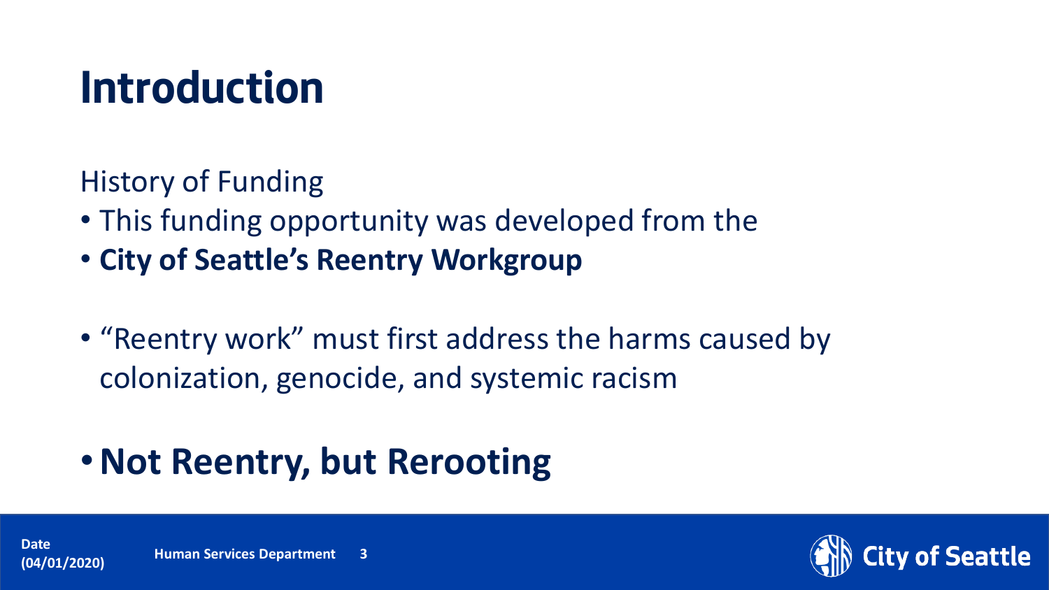# Introduction

History of Funding

- This funding opportunity was developed from the
- **City of Seattle's Reentry Workgroup**

- "Reentry work" must first address the harms caused by colonization, genocide, and systemic racism

- **Not Reentry, but Rerooting**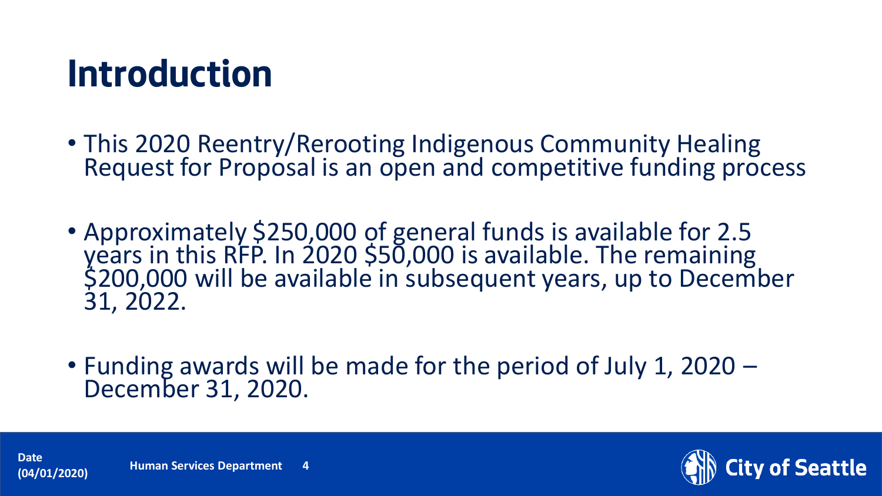# Introduction

- This 2020 Reentry/Rerooting Indigenous Community Healing Request for Proposal is an open and competitive funding process
- Approximately $250,000 of general funds is available for 2.5 years in this RFP. In 2020 $50,000 is available. The remaining $200,000 will be available in subsequent years, up to December 31, 2022.
- Funding awards will be made for the period of July 1, 2020 – December 31, 2020.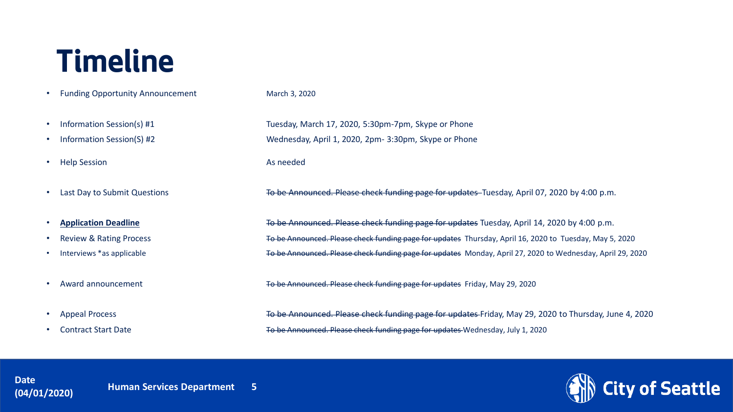# Timeline

- Funding Opportunity Announcement — March 3, 2020
- Information Session(s) #1 — Tuesday, March 17, 2020, 5:30pm-7pm, Skype or Phone
- Information Session(S) #2 — Wednesday, April 1, 2020, 2pm- 3:30pm, Skype or Phone
- Help Session — As needed
- Last Day to Submit Questions — ~~To be Announced. Please check funding page for updates~~ Tuesday, April 07, 2020 by 4:00 p.m.
- **Application Deadline** — ~~To be Announced. Please check funding page for updates~~ Tuesday, April 14, 2020 by 4:00 p.m.
- Review & Rating Process — ~~To be Announced. Please check funding page for updates~~ Thursday, April 16, 2020 to Tuesday, May 5, 2020
- Interviews *as applicable — ~~To be Announced. Please check funding page for updates~~ Monday, April 27, 2020 to Wednesday, April 29, 2020
- Award announcement — ~~To be Announced. Please check funding page for updates~~ Friday, May 29, 2020
- Appeal Process — ~~To be Announced. Please check funding page for updates~~ Friday, May 29, 2020 to Thursday, June 4, 2020
- Contract Start Date — ~~To be Announced. Please check funding page for updates~~ Wednesday, July 1, 2020

Date (04/01/2020) Human Services Department

City of Seattle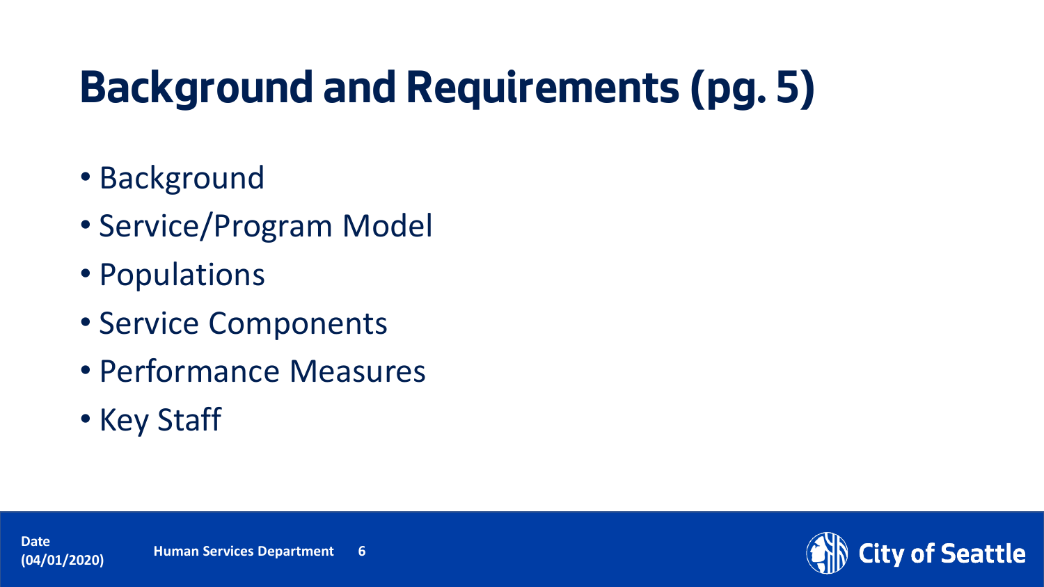# Background and Requirements (pg. 5)

- Background
- Service/Program Model
- Populations
- Service Components
- Performance Measures
- Key Staff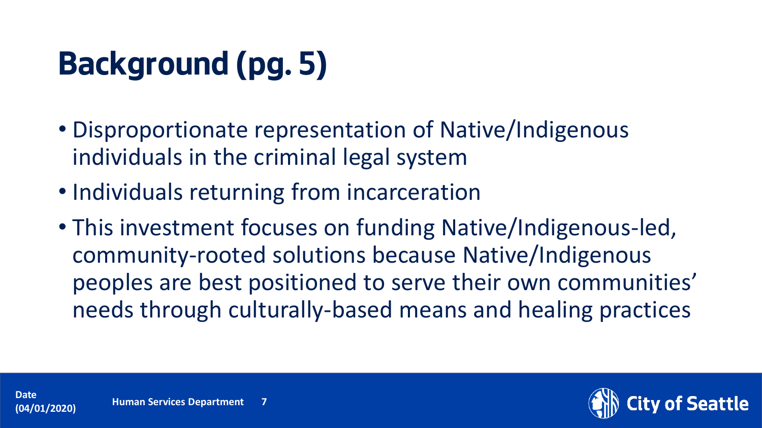# Background (pg. 5)

- Disproportionate representation of Native/Indigenous individuals in the criminal legal system
- Individuals returning from incarceration
- This investment focuses on funding Native/Indigenous-led, community-rooted solutions because Native/Indigenous peoples are best positioned to serve their own communities' needs through culturally-based means and healing practices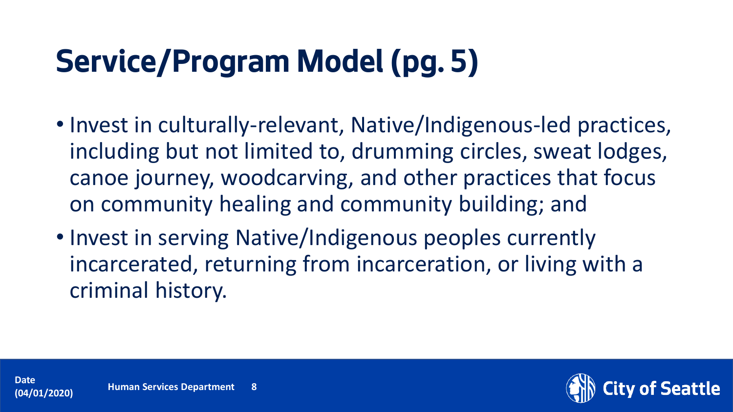# Service/Program Model (pg. 5)

- Invest in culturally-relevant, Native/Indigenous-led practices, including but not limited to, drumming circles, sweat lodges, canoe journey, woodcarving, and other practices that focus on community healing and community building; and
- Invest in serving Native/Indigenous peoples currently incarcerated, returning from incarceration, or living with a criminal history.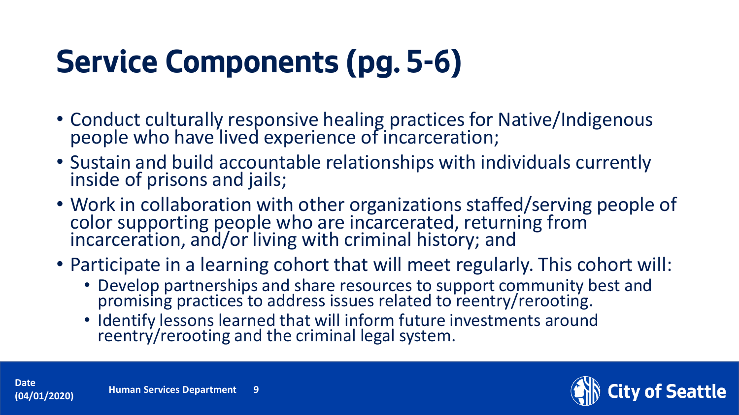# Service Components (pg. 5-6)

- Conduct culturally responsive healing practices for Native/Indigenous people who have lived experience of incarceration;
- Sustain and build accountable relationships with individuals currently inside of prisons and jails;
- Work in collaboration with other organizations staffed/serving people of color supporting people who are incarcerated, returning from incarceration, and/or living with criminal history; and
- Participate in a learning cohort that will meet regularly. This cohort will:
  - Develop partnerships and share resources to support community best and promising practices to address issues related to reentry/rerooting.
  - Identify lessons learned that will inform future investments around reentry/rerooting and the criminal legal system.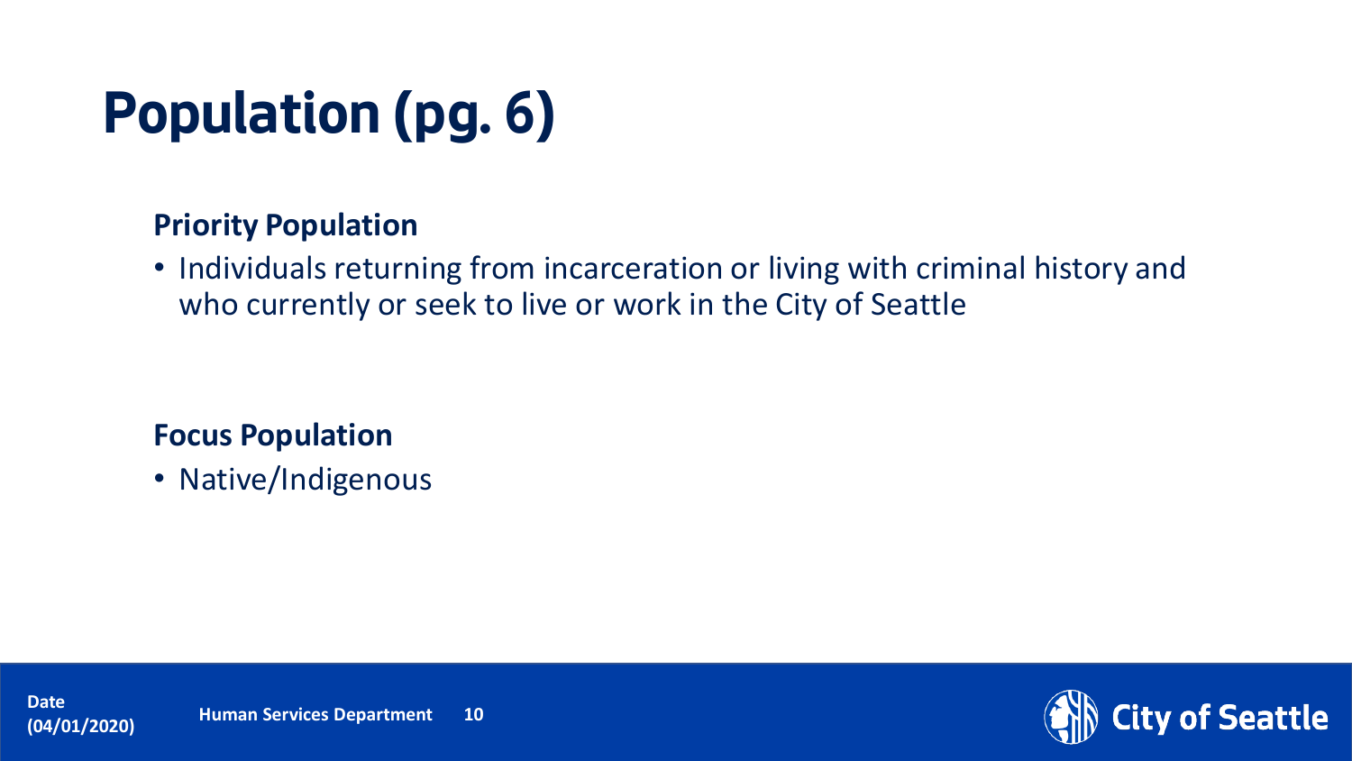# Population (pg. 6)

**Priority Population**

- Individuals returning from incarceration or living with criminal history and who currently or seek to live or work in the City of Seattle

**Focus Population**

- Native/Indigenous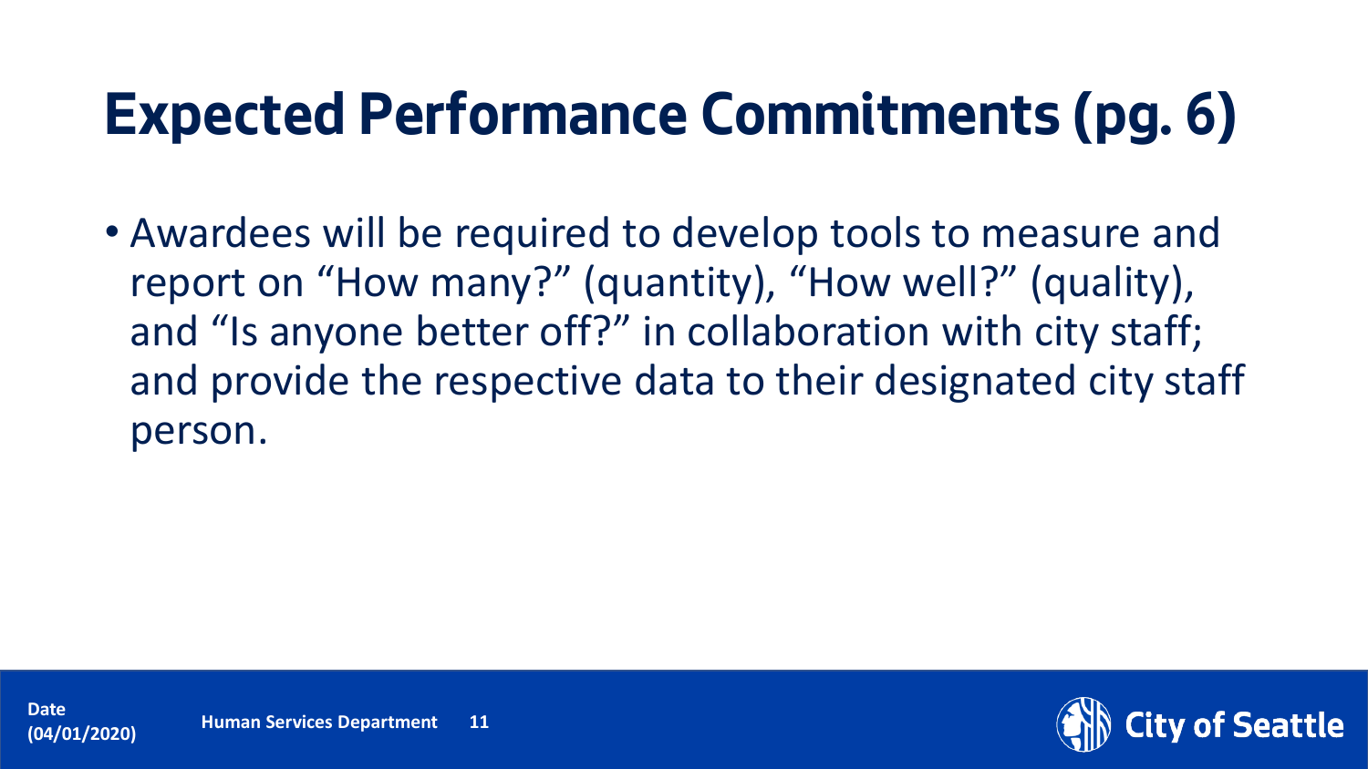# Expected Performance Commitments (pg. 6)

- Awardees will be required to develop tools to measure and report on "How many?" (quantity), "How well?" (quality), and "Is anyone better off?" in collaboration with city staff; and provide the respective data to their designated city staff person.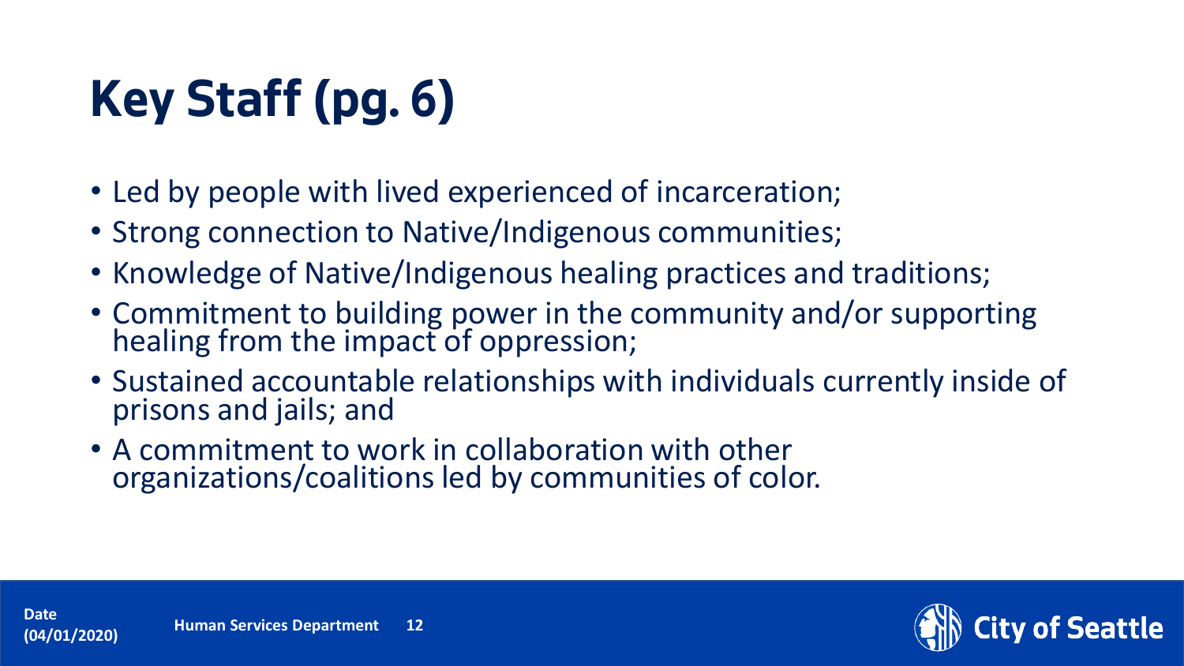# Key Staff (pg. 6)

- Led by people with lived experienced of incarceration;
- Strong connection to Native/Indigenous communities;
- Knowledge of Native/Indigenous healing practices and traditions;
- Commitment to building power in the community and/or supporting healing from the impact of oppression;
- Sustained accountable relationships with individuals currently inside of prisons and jails; and
- A commitment to work in collaboration with other organizations/coalitions led by communities of color.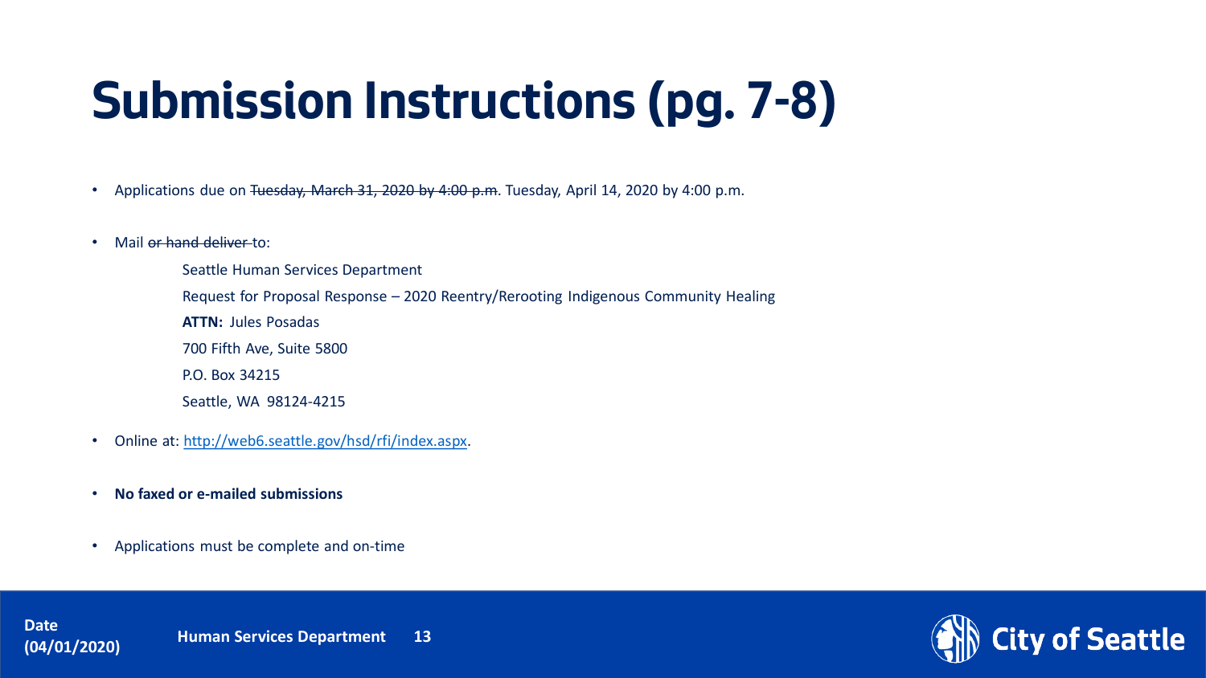# Submission Instructions (pg. 7-8)

- Applications due on ~~Tuesday, March 31, 2020 by 4:00 p.m~~. Tuesday, April 14, 2020 by 4:00 p.m.
- Mail ~~or hand deliver~~ to:

  Seattle Human Services Department

  Request for Proposal Response – 2020 Reentry/Rerooting Indigenous Community Healing

  **ATTN:** Jules Posadas

  700 Fifth Ave, Suite 5800

  P.O. Box 34215

  Seattle, WA 98124-4215

- Online at: http://web6.seattle.gov/hsd/rfi/index.aspx.
- **No faxed or e-mailed submissions**
- Applications must be complete and on-time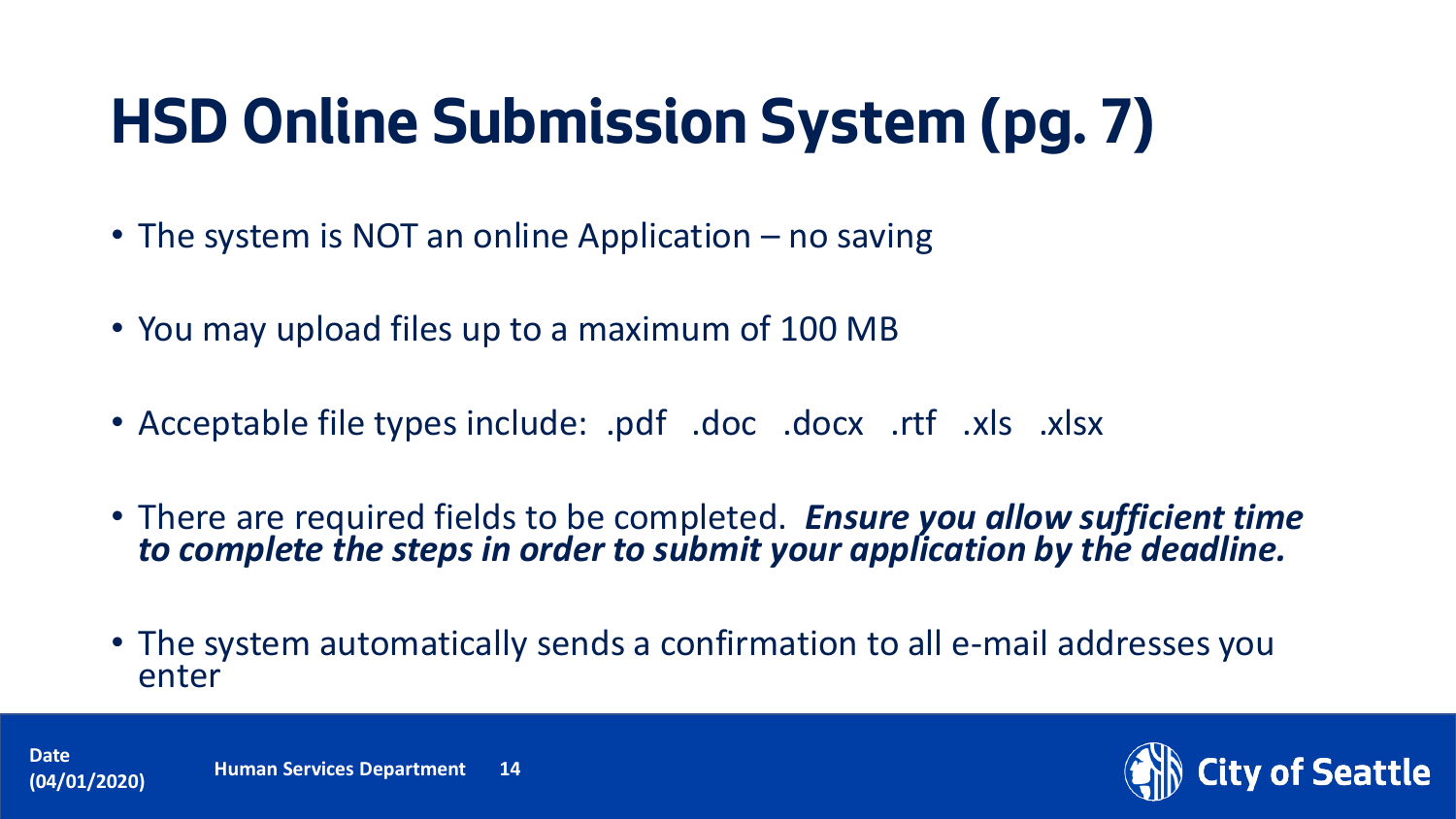# HSD Online Submission System (pg. 7)

- The system is NOT an online Application – no saving
- You may upload files up to a maximum of 100 MB
- Acceptable file types include: .pdf .doc .docx .rtf .xls .xlsx
- There are required fields to be completed. ***Ensure you allow sufficient time to complete the steps in order to submit your application by the deadline.***
- The system automatically sends a confirmation to all e-mail addresses you enter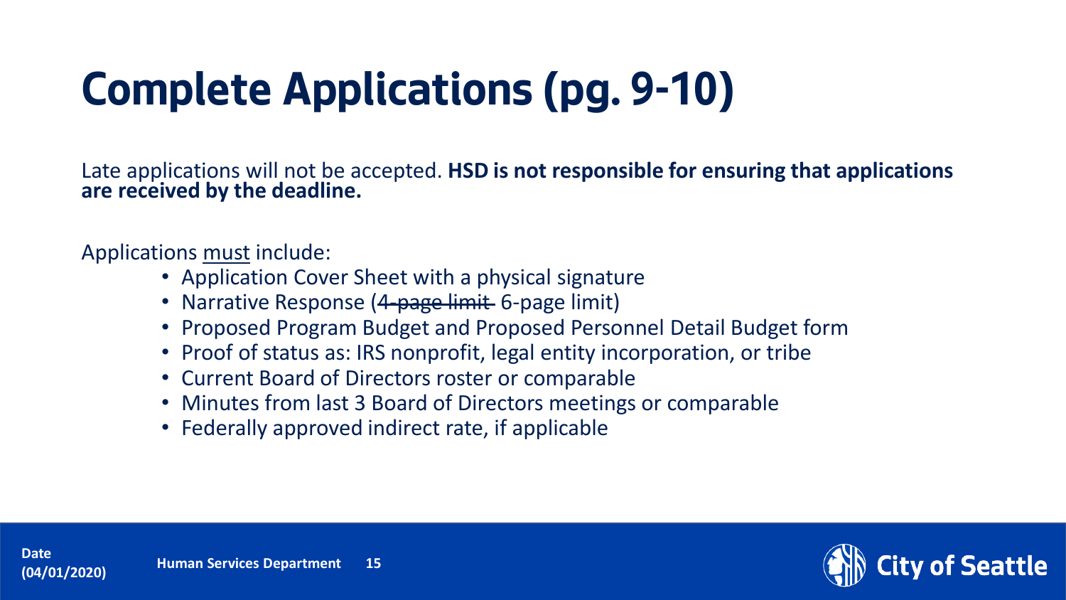# Complete Applications (pg. 9-10)

Late applications will not be accepted. **HSD is not responsible for ensuring that applications are received by the deadline.**

Applications must include:

- Application Cover Sheet with a physical signature
- Narrative Response (~~4-page limit~~ 6-page limit)
- Proposed Program Budget and Proposed Personnel Detail Budget form
- Proof of status as: IRS nonprofit, legal entity incorporation, or tribe
- Current Board of Directors roster or comparable
- Minutes from last 3 Board of Directors meetings or comparable
- Federally approved indirect rate, if applicable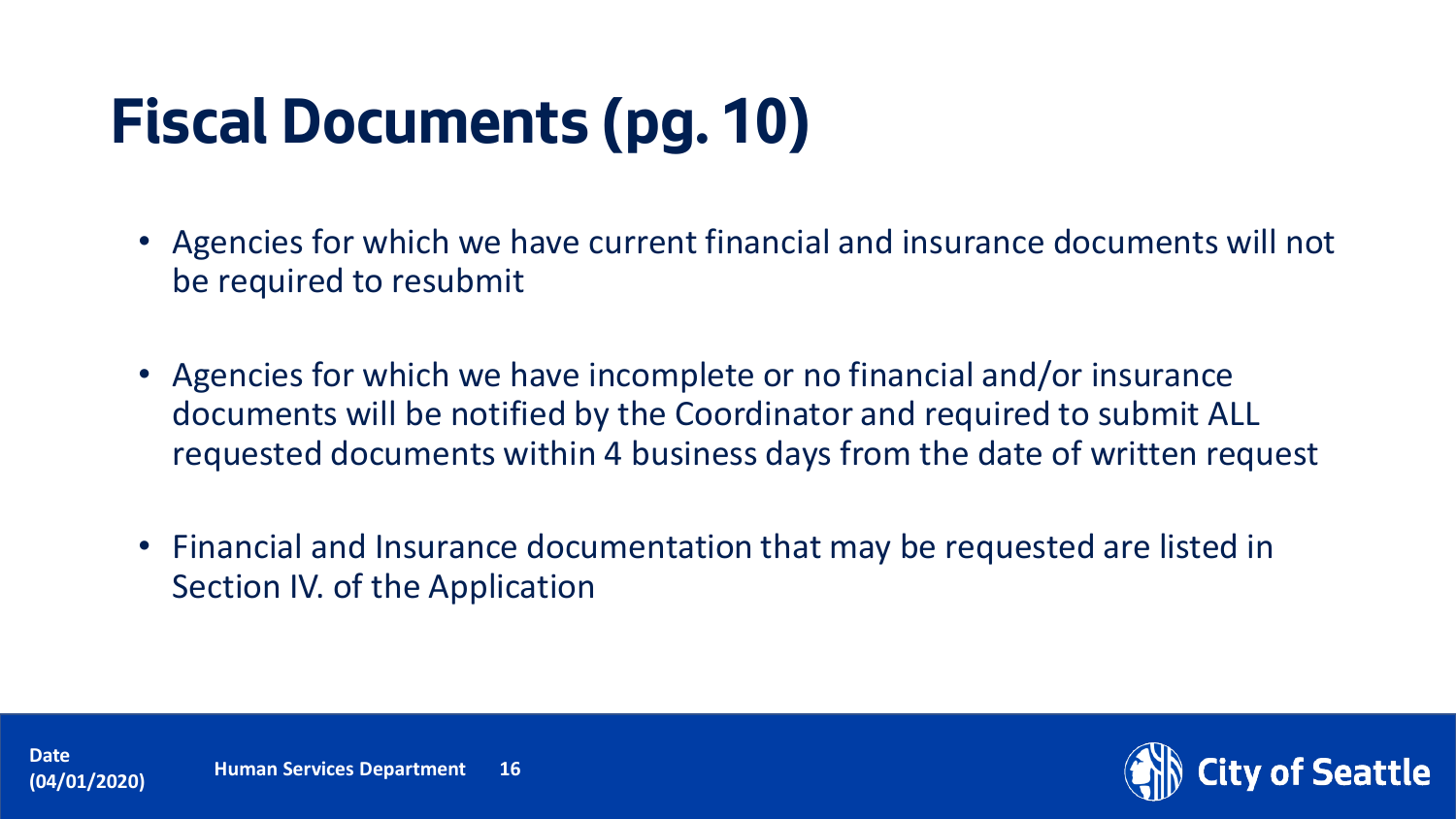# Fiscal Documents (pg. 10)

- Agencies for which we have current financial and insurance documents will not be required to resubmit
- Agencies for which we have incomplete or no financial and/or insurance documents will be notified by the Coordinator and required to submit ALL requested documents within 4 business days from the date of written request
- Financial and Insurance documentation that may be requested are listed in Section IV. of the Application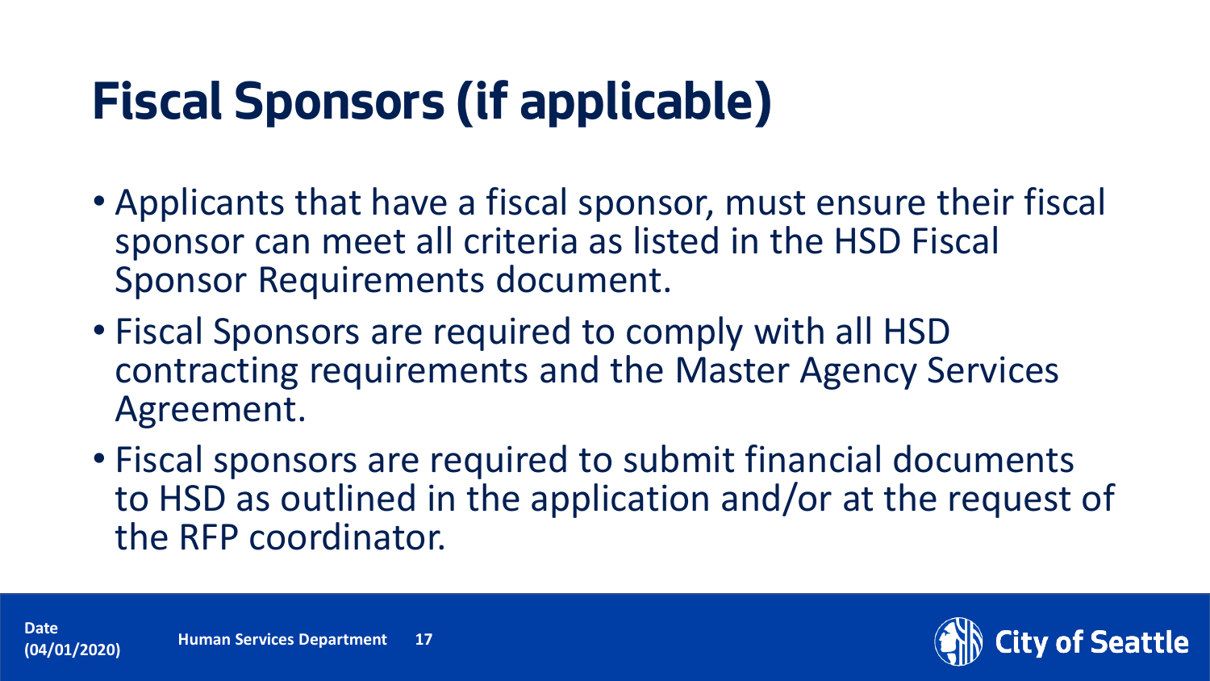# Fiscal Sponsors (if applicable)

- Applicants that have a fiscal sponsor, must ensure their fiscal sponsor can meet all criteria as listed in the HSD Fiscal Sponsor Requirements document.
- Fiscal Sponsors are required to comply with all HSD contracting requirements and the Master Agency Services Agreement.
- Fiscal sponsors are required to submit financial documents to HSD as outlined in the application and/or at the request of the RFP coordinator.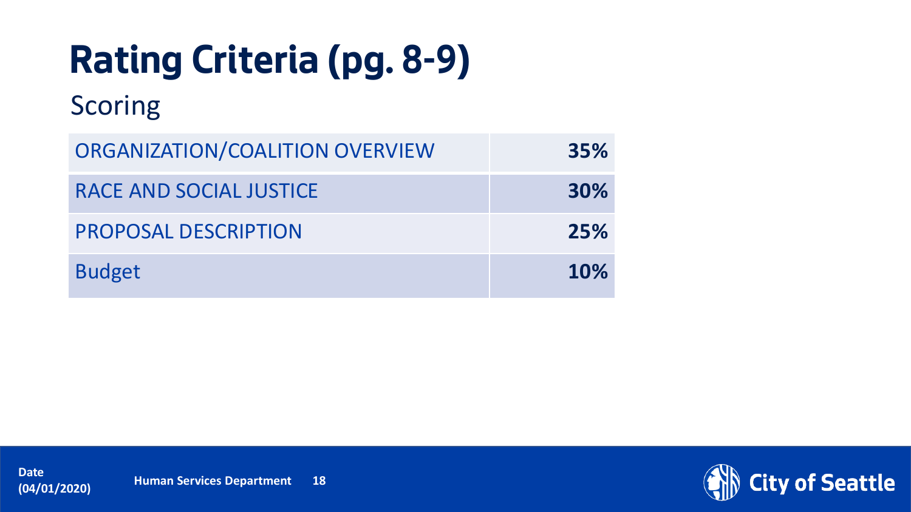# Rating Criteria (pg. 8-9)

## Scoring

| ORGANIZATION/COALITION OVERVIEW | 35% |
|---|---|
| RACE AND SOCIAL JUSTICE | 30% |
| PROPOSAL DESCRIPTION | 25% |
| Budget | 10% |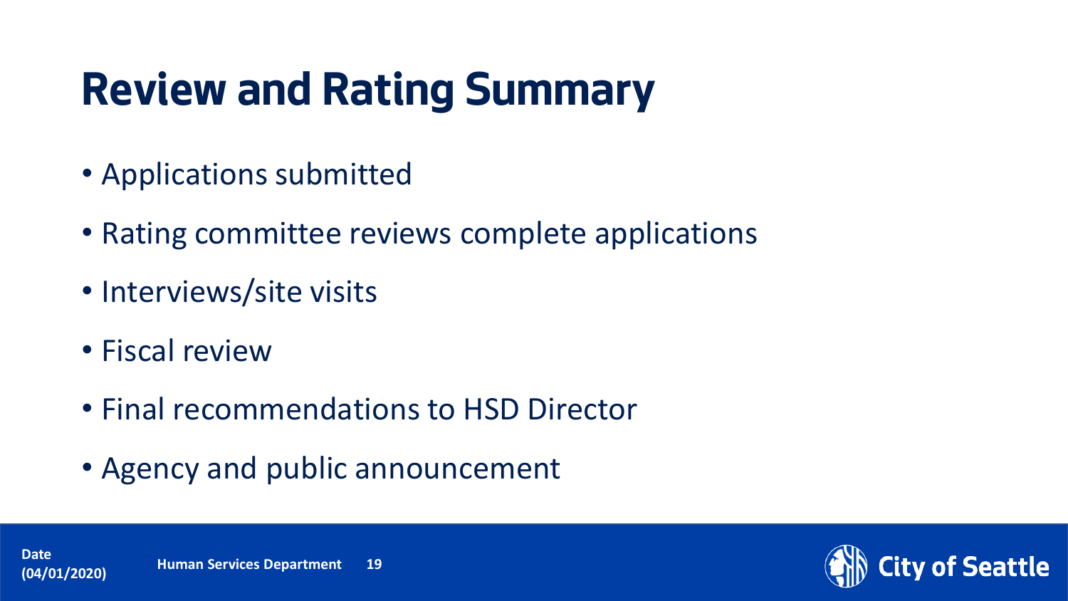# Review and Rating Summary

- Applications submitted
- Rating committee reviews complete applications
- Interviews/site visits
- Fiscal review
- Final recommendations to HSD Director
- Agency and public announcement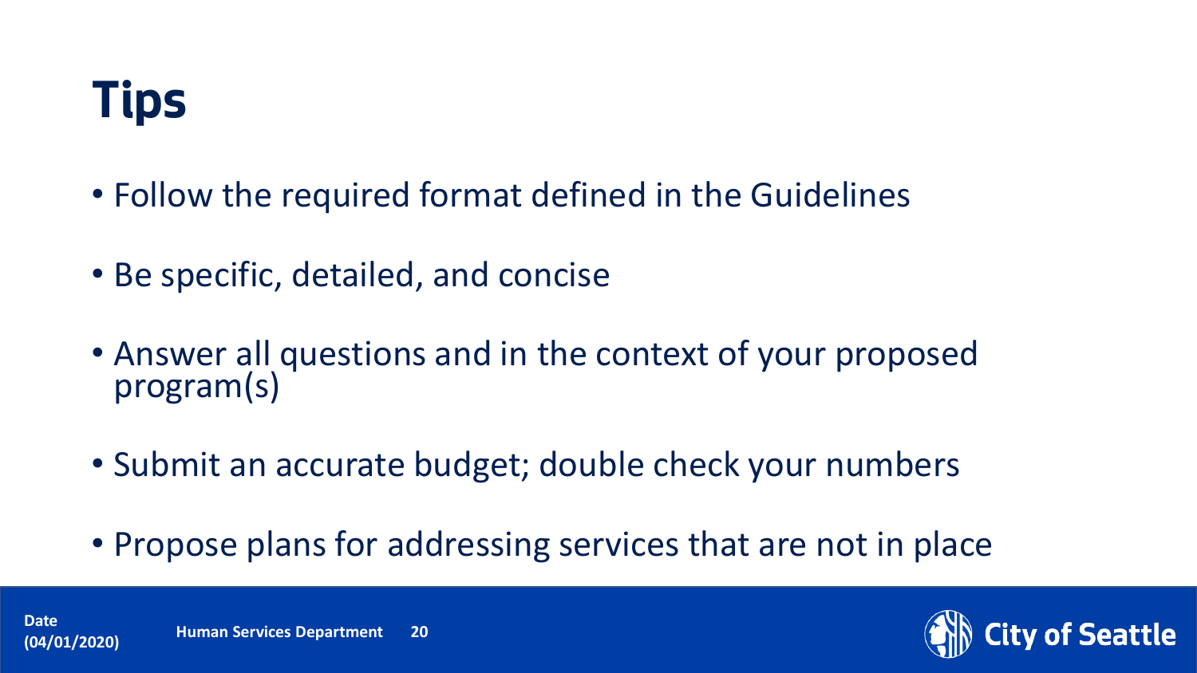# Tips

- Follow the required format defined in the Guidelines
- Be specific, detailed, and concise
- Answer all questions and in the context of your proposed program(s)
- Submit an accurate budget; double check your numbers
- Propose plans for addressing services that are not in place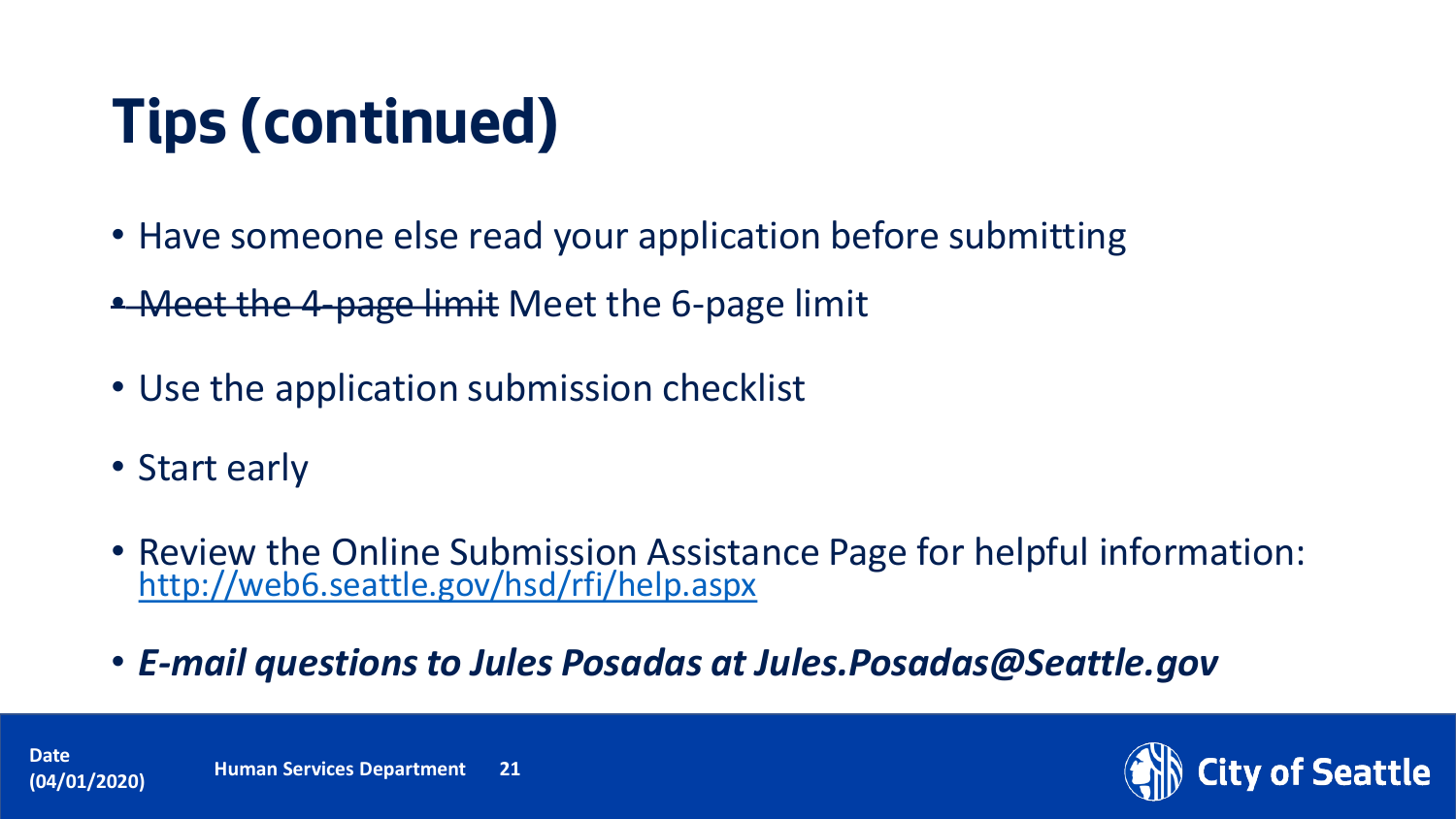# Tips (continued)

- Have someone else read your application before submitting
- ~~Meet the 4-page limit~~ Meet the 6-page limit
- Use the application submission checklist
- Start early
- Review the Online Submission Assistance Page for helpful information: http://web6.seattle.gov/hsd/rfi/help.aspx
- ***E-mail questions to Jules Posadas at Jules.Posadas@Seattle.gov***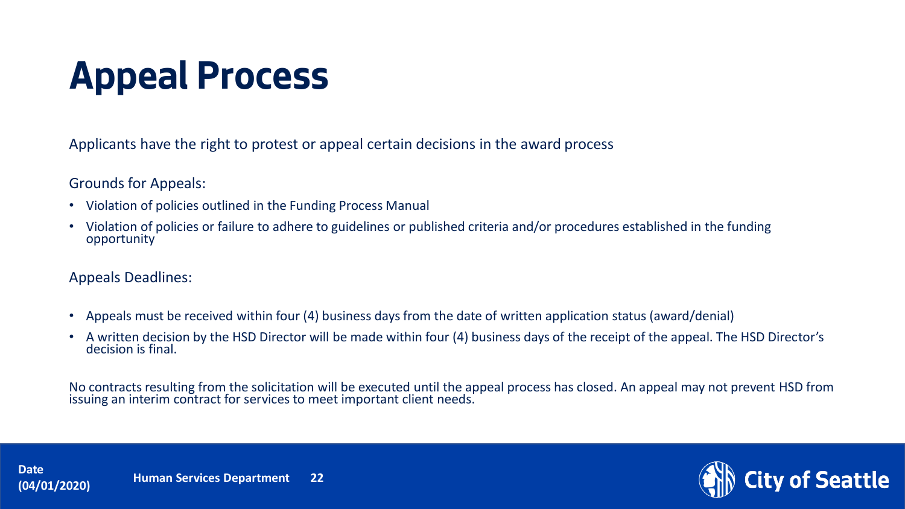# Appeal Process

Applicants have the right to protest or appeal certain decisions in the award process

Grounds for Appeals:

- Violation of policies outlined in the Funding Process Manual
- Violation of policies or failure to adhere to guidelines or published criteria and/or procedures established in the funding opportunity

Appeals Deadlines:

- Appeals must be received within four (4) business days from the date of written application status (award/denial)
- A written decision by the HSD Director will be made within four (4) business days of the receipt of the appeal. The HSD Director's decision is final.

No contracts resulting from the solicitation will be executed until the appeal process has closed. An appeal may not prevent HSD from issuing an interim contract for services to meet important client needs.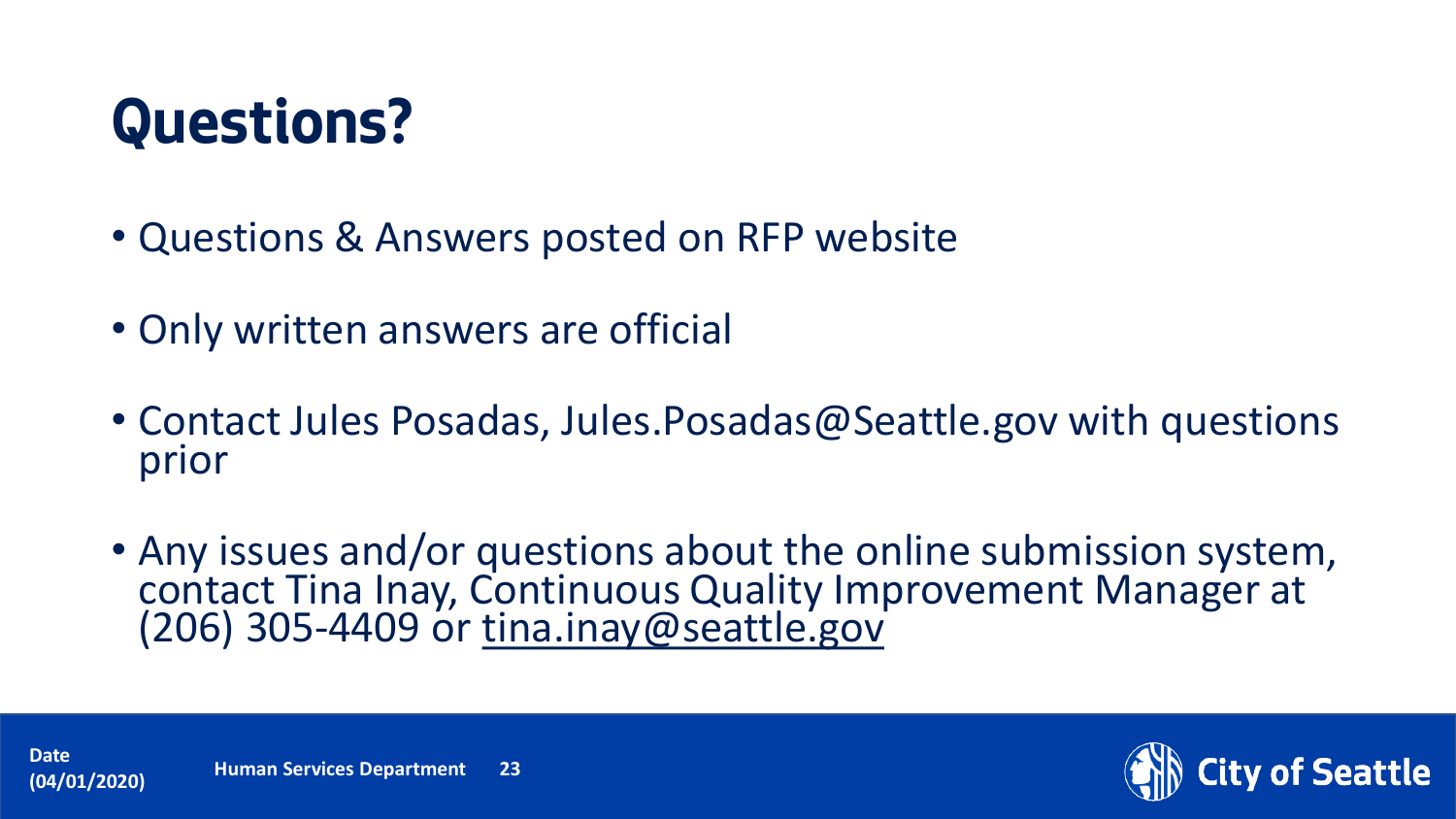# Questions?

- Questions & Answers posted on RFP website
- Only written answers are official
- Contact Jules Posadas, Jules.Posadas@Seattle.gov with questions prior
- Any issues and/or questions about the online submission system, contact Tina Inay, Continuous Quality Improvement Manager at (206) 305-4409 or tina.inay@seattle.gov